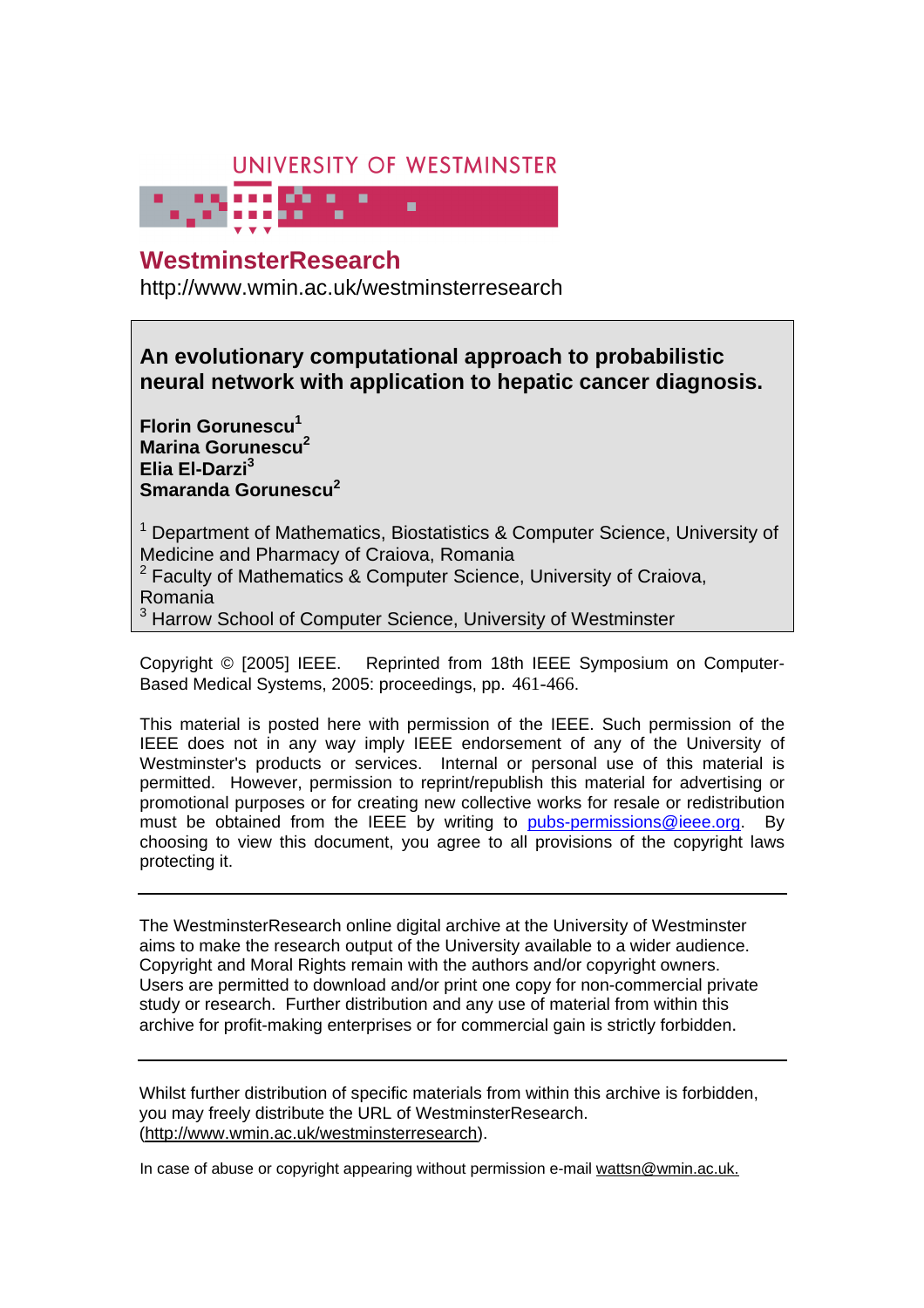UNIVERSITY OF WESTMINSTER

# WestminsterResearch

http://www.wmin.ac.uk/westminsterresearch

**An evolutionary computational approach to probabilistic neural network with application to hepatic cancer diagnosis.**

**Florin Gorunescu[1]**
**Marina Gorunescu[2]**
**Elia El-Darzi[3]**
**Smaranda Gorunescu[2]**

[1] Department of Mathematics, Biostatistics & Computer Science, University of Medicine and Pharmacy of Craiova, Romania
[2] Faculty of Mathematics & Computer Science, University of Craiova, Romania
[3] Harrow School of Computer Science, University of Westminster

Copyright © [2005] IEEE. Reprinted from 18th IEEE Symposium on Computer-Based Medical Systems, 2005: proceedings, pp. 461-466.

This material is posted here with permission of the IEEE. Such permission of the IEEE does not in any way imply IEEE endorsement of any of the University of Westminster's products or services. Internal or personal use of this material is permitted. However, permission to reprint/republish this material for advertising or promotional purposes or for creating new collective works for resale or redistribution must be obtained from the IEEE by writing to pubs-permissions@ieee.org. By choosing to view this document, you agree to all provisions of the copyright laws protecting it.

---

The WestminsterResearch online digital archive at the University of Westminster aims to make the research output of the University available to a wider audience. Copyright and Moral Rights remain with the authors and/or copyright owners. Users are permitted to download and/or print one copy for non-commercial private study or research. Further distribution and any use of material from within this archive for profit-making enterprises or for commercial gain is strictly forbidden.

---

Whilst further distribution of specific materials from within this archive is forbidden, you may freely distribute the URL of WestminsterResearch. (http://www.wmin.ac.uk/westminsterresearch).

In case of abuse or copyright appearing without permission e-mail wattsn@wmin.ac.uk.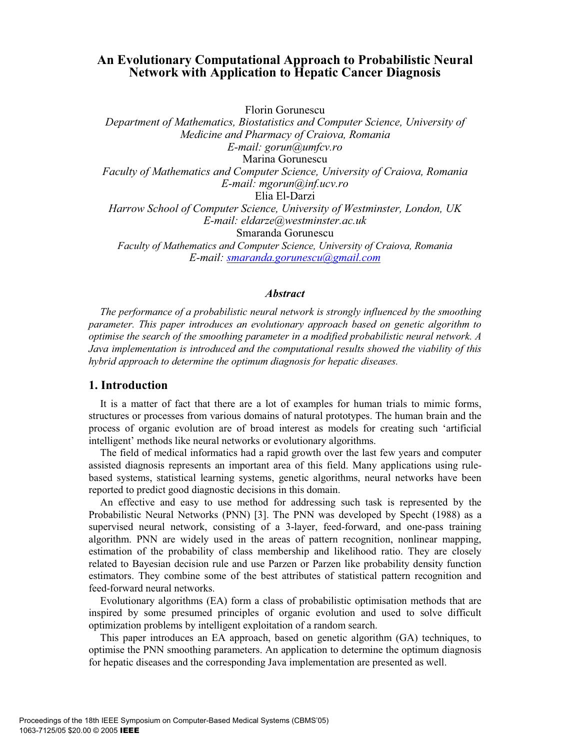# An Evolutionary Computational Approach to Probabilistic Neural Network with Application to Hepatic Cancer Diagnosis

Florin Gorunescu

*Department of Mathematics, Biostatistics and Computer Science, University of Medicine and Pharmacy of Craiova, Romania*

*E-mail: gorun@umfcv.ro*

Marina Gorunescu

*Faculty of Mathematics and Computer Science, University of Craiova, Romania*

*E-mail: mgorun@inf.ucv.ro*

Elia El-Darzi

*Harrow School of Computer Science, University of Westminster, London, UK*

*E-mail: eldarze@westminster.ac.uk*

Smaranda Gorunescu

*Faculty of Mathematics and Computer Science, University of Craiova, Romania*

*E-mail: smaranda.gorunescu@gmail.com*

### *Abstract*

*The performance of a probabilistic neural network is strongly influenced by the smoothing parameter. This paper introduces an evolutionary approach based on genetic algorithm to optimise the search of the smoothing parameter in a modified probabilistic neural network. A Java implementation is introduced and the computational results showed the viability of this hybrid approach to determine the optimum diagnosis for hepatic diseases.*

## 1. Introduction

It is a matter of fact that there are a lot of examples for human trials to mimic forms, structures or processes from various domains of natural prototypes. The human brain and the process of organic evolution are of broad interest as models for creating such 'artificial intelligent' methods like neural networks or evolutionary algorithms.

The field of medical informatics had a rapid growth over the last few years and computer assisted diagnosis represents an important area of this field. Many applications using rule-based systems, statistical learning systems, genetic algorithms, neural networks have been reported to predict good diagnostic decisions in this domain.

An effective and easy to use method for addressing such task is represented by the Probabilistic Neural Networks (PNN) [3]. The PNN was developed by Specht (1988) as a supervised neural network, consisting of a 3-layer, feed-forward, and one-pass training algorithm. PNN are widely used in the areas of pattern recognition, nonlinear mapping, estimation of the probability of class membership and likelihood ratio. They are closely related to Bayesian decision rule and use Parzen or Parzen like probability density function estimators. They combine some of the best attributes of statistical pattern recognition and feed-forward neural networks.

Evolutionary algorithms (EA) form a class of probabilistic optimisation methods that are inspired by some presumed principles of organic evolution and used to solve difficult optimization problems by intelligent exploitation of a random search.

This paper introduces an EA approach, based on genetic algorithm (GA) techniques, to optimise the PNN smoothing parameters. An application to determine the optimum diagnosis for hepatic diseases and the corresponding Java implementation are presented as well.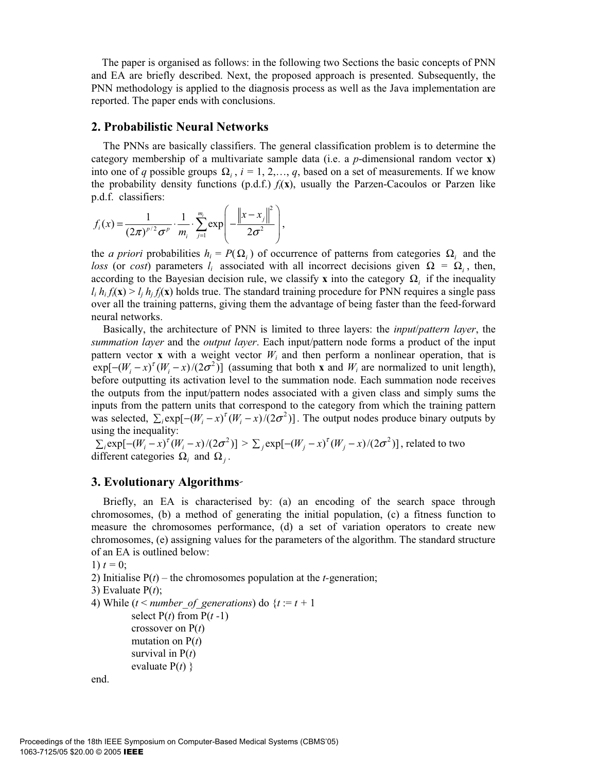The paper is organised as follows: in the following two Sections the basic concepts of PNN and EA are briefly described. Next, the proposed approach is presented. Subsequently, the PNN methodology is applied to the diagnosis process as well as the Java implementation are reported. The paper ends with conclusions.

## 2. Probabilistic Neural Networks

The PNNs are basically classifiers. The general classification problem is to determine the category membership of a multivariate sample data (i.e. a $p$-dimensional random vector **x**) into one of $q$ possible groups $\Omega_i$, $i = 1, 2,\ldots, q$, based on a set of measurements. If we know the probability density functions (p.d.f.) $f_i(\mathbf{x})$, usually the Parzen-Cacoulos or Parzen like p.d.f. classifiers:

$$f_i(x) = \frac{1}{(2\pi)^{p/2}\sigma^p} \cdot \frac{1}{m_i} \cdot \sum_{j=1}^{m_i} \exp\left( -\frac{\left\| x - x_j \right\|^2}{2\sigma^2} \right),$$

the *a priori* probabilities $h_i = P(\Omega_i)$ of occurrence of patterns from categories $\Omega_i$ and the *loss* (or *cost*) parameters $l_i$ associated with all incorrect decisions given $\Omega = \Omega_i$, then, according to the Bayesian decision rule, we classify **x** into the category $\Omega_i$ if the inequality $l_i h_i f_i(\mathbf{x}) > l_j h_j f_j(\mathbf{x})$ holds true. The standard training procedure for PNN requires a single pass over all the training patterns, giving them the advantage of being faster than the feed-forward neural networks.

Basically, the architecture of PNN is limited to three layers: the *input*/*pattern layer*, the *summation layer* and the *output layer*. Each input/pattern node forms a product of the input pattern vector **x** with a weight vector $W_i$ and then perform a nonlinear operation, that is $\exp[-(W_i - x)^\tau (W_i - x)/(2\sigma^2)]$ (assuming that both **x** and $W_i$ are normalized to unit length), before outputting its activation level to the summation node. Each summation node receives the outputs from the input/pattern nodes associated with a given class and simply sums the inputs from the pattern units that correspond to the category from which the training pattern was selected, $\sum_i \exp[-(W_i - x)^\tau (W_i - x)/(2\sigma^2)]$. The output nodes produce binary outputs by using the inequality:

$\sum_i \exp[-(W_i - x)^\tau (W_i - x)/(2\sigma^2)] > \sum_j \exp[-(W_j - x)^\tau (W_j - x)/(2\sigma^2)]$, related to two different categories $\Omega_i$ and $\Omega_j$.

## 3. Evolutionary Algorithms

Briefly, an EA is characterised by: (a) an encoding of the search space through chromosomes, (b) a method of generating the initial population, (c) a fitness function to measure the chromosomes performance, (d) a set of variation operators to create new chromosomes, (e) assigning values for the parameters of the algorithm. The standard structure of an EA is outlined below:

1) $t = 0$;
2) Initialise P($t$) – the chromosomes population at the $t$-generation;
3) Evaluate P($t$);
4) While ($t$ < *number_of_generations*) do {$t := t + 1$
    select P($t$) from P($t$ -1)
    crossover on P($t$)
    mutation on P($t$)
    survival in P($t$)
    evaluate P($t$) }

end.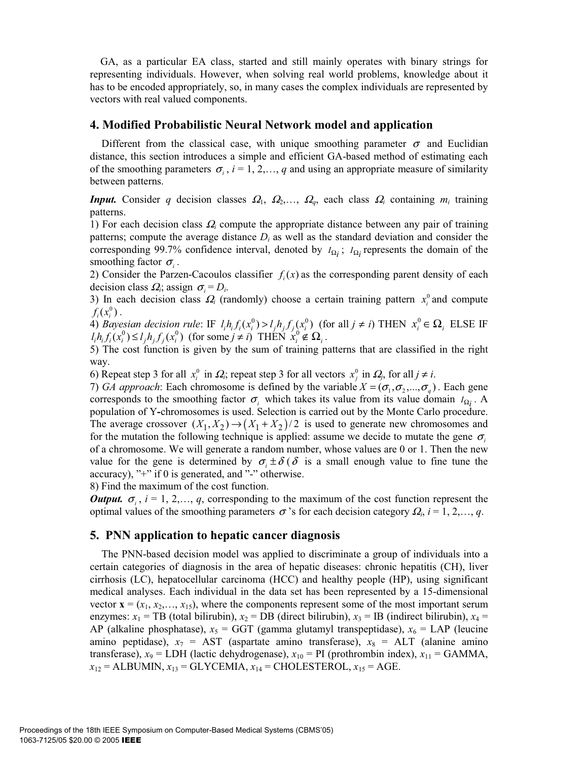GA, as a particular EA class, started and still mainly operates with binary strings for representing individuals. However, when solving real world problems, knowledge about it has to be encoded appropriately, so, in many cases the complex individuals are represented by vectors with real valued components.

## 4. Modified Probabilistic Neural Network model and application

Different from the classical case, with unique smoothing parameter $\sigma$ and Euclidian distance, this section introduces a simple and efficient GA-based method of estimating each of the smoothing parameters $\sigma_i$, $i$ = 1, 2,…, $q$ and using an appropriate measure of similarity between patterns.

***Input.*** Consider $q$ decision classes $\Omega_1$, $\Omega_2$,…, $\Omega_q$, each class $\Omega_i$ containing $m_i$ training patterns.

1) For each decision class $\Omega_i$ compute the appropriate distance between any pair of training patterns; compute the average distance $D_i$ as well as the standard deviation and consider the corresponding 99.7% confidence interval, denoted by $I_{\Omega_i}$; $I_{\Omega_i}$ represents the domain of the smoothing factor $\sigma_i$.

2) Consider the Parzen-Cacoulos classifier $f_i(x)$ as the corresponding parent density of each decision class $\Omega_i$; assign $\sigma_i = D_i$.

3) In each decision class $\Omega_i$ (randomly) choose a certain training pattern $x_i^0$ and compute $f_i(x_i^0)$.

4) *Bayesian decision rule*: IF $l_i h_i f_i(x_i^0) > l_j h_j f_j(x_i^0)$ (for all $j \neq i$) THEN $x_i^0 \in \Omega_i$ ELSE IF $l_i h_i f_i(x_i^0) \leq l_j h_j f_j(x_i^0)$ (for some $j \neq i$) THEN $x_i^0 \notin \Omega_i$.

5) The cost function is given by the sum of training patterns that are classified in the right way.

6) Repeat step 3 for all $x_i^0$ in $\Omega_i$; repeat step 3 for all vectors $x_j^0$ in $\Omega_j$, for all $j \neq i$.

7) *GA approach*: Each chromosome is defined by the variable $X = (\sigma_1, \sigma_2, ..., \sigma_q)$. Each gene corresponds to the smoothing factor $\sigma_i$ which takes its value from its value domain $I_{\Omega_i}$. A population of Y-chromosomes is used. Selection is carried out by the Monte Carlo procedure. The average crossover $(X_1, X_2) \rightarrow (X_1 + X_2)/2$ is used to generate new chromosomes and for the mutation the following technique is applied: assume we decide to mutate the gene $\sigma_i$ of a chromosome. We will generate a random number, whose values are 0 or 1. Then the new value for the gene is determined by $\sigma_i \pm \delta$ ($\delta$ is a small enough value to fine tune the accuracy), "+" if 0 is generated, and "-" otherwise.

8) Find the maximum of the cost function.

***Output.*** $\sigma_i$, $i$ = 1, 2,…, $q$, corresponding to the maximum of the cost function represent the optimal values of the smoothing parameters $\sigma$'s for each decision category $\Omega_i$, $i$ = 1, 2,…, $q$.

## 5. PNN application to hepatic cancer diagnosis

The PNN-based decision model was applied to discriminate a group of individuals into a certain categories of diagnosis in the area of hepatic diseases: chronic hepatitis (CH), liver cirrhosis (LC), hepatocellular carcinoma (HCC) and healthy people (HP), using significant medical analyses. Each individual in the data set has been represented by a 15-dimensional vector $\mathbf{x} = (x_1, x_2, …, x_{15})$, where the components represent some of the most important serum enzymes: $x_1$ = TB (total bilirubin), $x_2$ = DB (direct bilirubin), $x_3$ = IB (indirect bilirubin), $x_4$ = AP (alkaline phosphatase), $x_5$ = GGT (gamma glutamyl transpeptidase), $x_6$ = LAP (leucine amino peptidase), $x_7$ = AST (aspartate amino transferase), $x_8$ = ALT (alanine amino transferase), $x_9$ = LDH (lactic dehydrogenase), $x_{10}$ = PI (prothrombin index), $x_{11}$ = GAMMA, $x_{12}$ = ALBUMIN, $x_{13}$ = GLYCEMIA, $x_{14}$ = CHOLESTEROL, $x_{15}$ = AGE.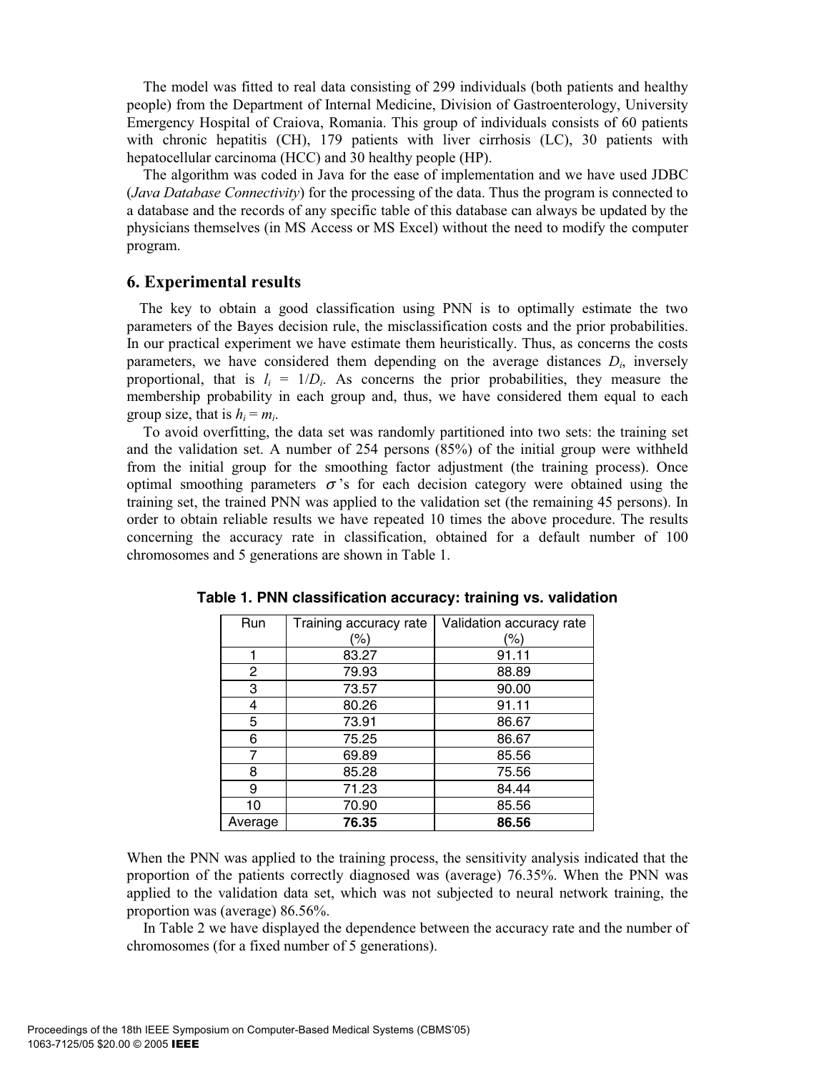The model was fitted to real data consisting of 299 individuals (both patients and healthy people) from the Department of Internal Medicine, Division of Gastroenterology, University Emergency Hospital of Craiova, Romania. This group of individuals consists of 60 patients with chronic hepatitis (CH), 179 patients with liver cirrhosis (LC), 30 patients with hepatocellular carcinoma (HCC) and 30 healthy people (HP).

The algorithm was coded in Java for the ease of implementation and we have used JDBC (*Java Database Connectivity*) for the processing of the data. Thus the program is connected to a database and the records of any specific table of this database can always be updated by the physicians themselves (in MS Access or MS Excel) without the need to modify the computer program.

## 6. Experimental results

The key to obtain a good classification using PNN is to optimally estimate the two parameters of the Bayes decision rule, the misclassification costs and the prior probabilities. In our practical experiment we have estimate them heuristically. Thus, as concerns the costs parameters, we have considered them depending on the average distances $D_i$, inversely proportional, that is $l_i = 1/D_i$. As concerns the prior probabilities, they measure the membership probability in each group and, thus, we have considered them equal to each group size, that is $h_i = m_i$.

To avoid overfitting, the data set was randomly partitioned into two sets: the training set and the validation set. A number of 254 persons (85%) of the initial group were withheld from the initial group for the smoothing factor adjustment (the training process). Once optimal smoothing parameters $\sigma$'s for each decision category were obtained using the training set, the trained PNN was applied to the validation set (the remaining 45 persons). In order to obtain reliable results we have repeated 10 times the above procedure. The results concerning the accuracy rate in classification, obtained for a default number of 100 chromosomes and 5 generations are shown in Table 1.

**Table 1. PNN classification accuracy: training vs. validation**

| Run | Training accuracy rate (%) | Validation accuracy rate (%) |
|---|---|---|
| 1 | 83.27 | 91.11 |
| 2 | 79.93 | 88.89 |
| 3 | 73.57 | 90.00 |
| 4 | 80.26 | 91.11 |
| 5 | 73.91 | 86.67 |
| 6 | 75.25 | 86.67 |
| 7 | 69.89 | 85.56 |
| 8 | 85.28 | 75.56 |
| 9 | 71.23 | 84.44 |
| 10 | 70.90 | 85.56 |
| Average | **76.35** | **86.56** |

When the PNN was applied to the training process, the sensitivity analysis indicated that the proportion of the patients correctly diagnosed was (average) 76.35%. When the PNN was applied to the validation data set, which was not subjected to neural network training, the proportion was (average) 86.56%.

In Table 2 we have displayed the dependence between the accuracy rate and the number of chromosomes (for a fixed number of 5 generations).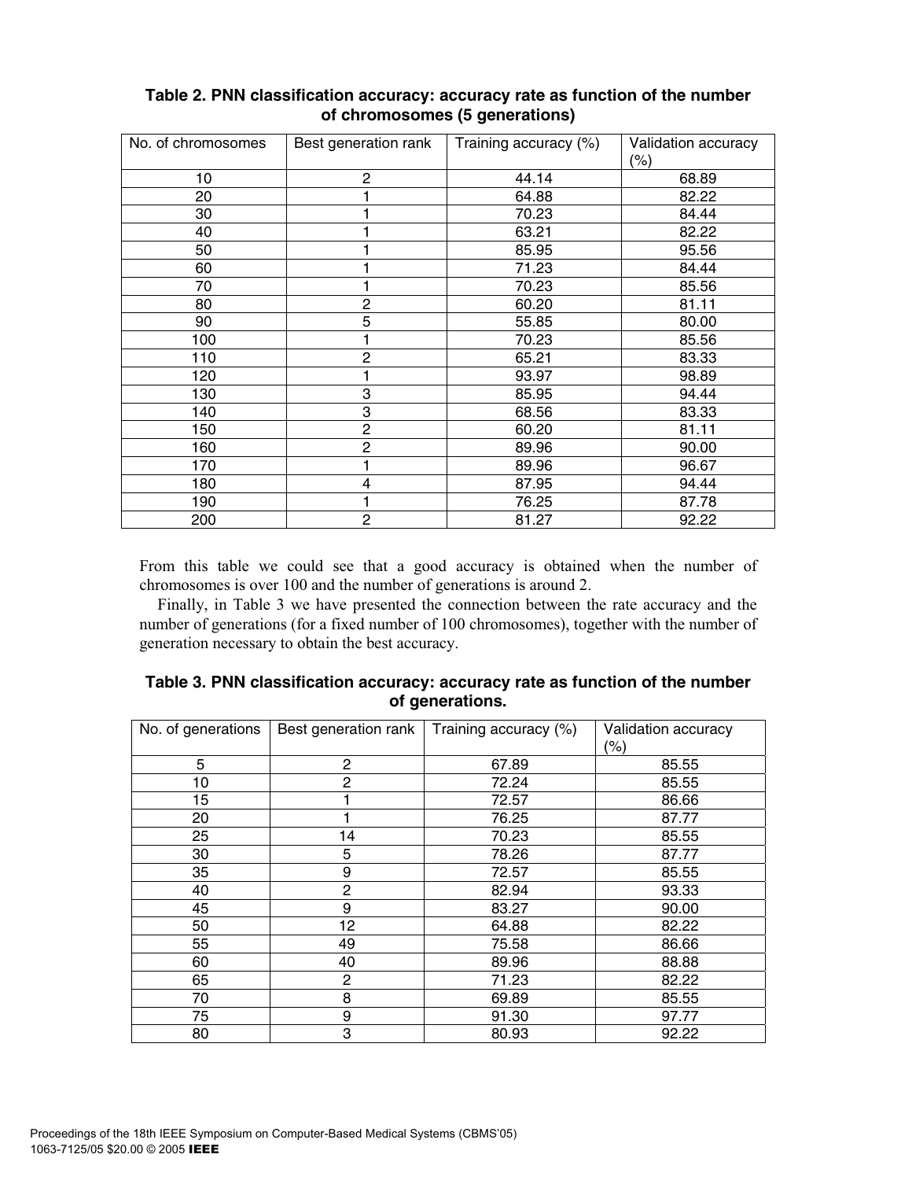**Table 2. PNN classification accuracy: accuracy rate as function of the number of chromosomes (5 generations)**

| No. of chromosomes | Best generation rank | Training accuracy (%) | Validation accuracy (%) |
|---|---|---|---|
| 10 | 2 | 44.14 | 68.89 |
| 20 | 1 | 64.88 | 82.22 |
| 30 | 1 | 70.23 | 84.44 |
| 40 | 1 | 63.21 | 82.22 |
| 50 | 1 | 85.95 | 95.56 |
| 60 | 1 | 71.23 | 84.44 |
| 70 | 1 | 70.23 | 85.56 |
| 80 | 2 | 60.20 | 81.11 |
| 90 | 5 | 55.85 | 80.00 |
| 100 | 1 | 70.23 | 85.56 |
| 110 | 2 | 65.21 | 83.33 |
| 120 | 1 | 93.97 | 98.89 |
| 130 | 3 | 85.95 | 94.44 |
| 140 | 3 | 68.56 | 83.33 |
| 150 | 2 | 60.20 | 81.11 |
| 160 | 2 | 89.96 | 90.00 |
| 170 | 1 | 89.96 | 96.67 |
| 180 | 4 | 87.95 | 94.44 |
| 190 | 1 | 76.25 | 87.78 |
| 200 | 2 | 81.27 | 92.22 |

From this table we could see that a good accuracy is obtained when the number of chromosomes is over 100 and the number of generations is around 2.

Finally, in Table 3 we have presented the connection between the rate accuracy and the number of generations (for a fixed number of 100 chromosomes), together with the number of generation necessary to obtain the best accuracy.

**Table 3. PNN classification accuracy: accuracy rate as function of the number of generations.**

| No. of generations | Best generation rank | Training accuracy (%) | Validation accuracy (%) |
|---|---|---|---|
| 5 | 2 | 67.89 | 85.55 |
| 10 | 2 | 72.24 | 85.55 |
| 15 | 1 | 72.57 | 86.66 |
| 20 | 1 | 76.25 | 87.77 |
| 25 | 14 | 70.23 | 85.55 |
| 30 | 5 | 78.26 | 87.77 |
| 35 | 9 | 72.57 | 85.55 |
| 40 | 2 | 82.94 | 93.33 |
| 45 | 9 | 83.27 | 90.00 |
| 50 | 12 | 64.88 | 82.22 |
| 55 | 49 | 75.58 | 86.66 |
| 60 | 40 | 89.96 | 88.88 |
| 65 | 2 | 71.23 | 82.22 |
| 70 | 8 | 69.89 | 85.55 |
| 75 | 9 | 91.30 | 97.77 |
| 80 | 3 | 80.93 | 92.22 |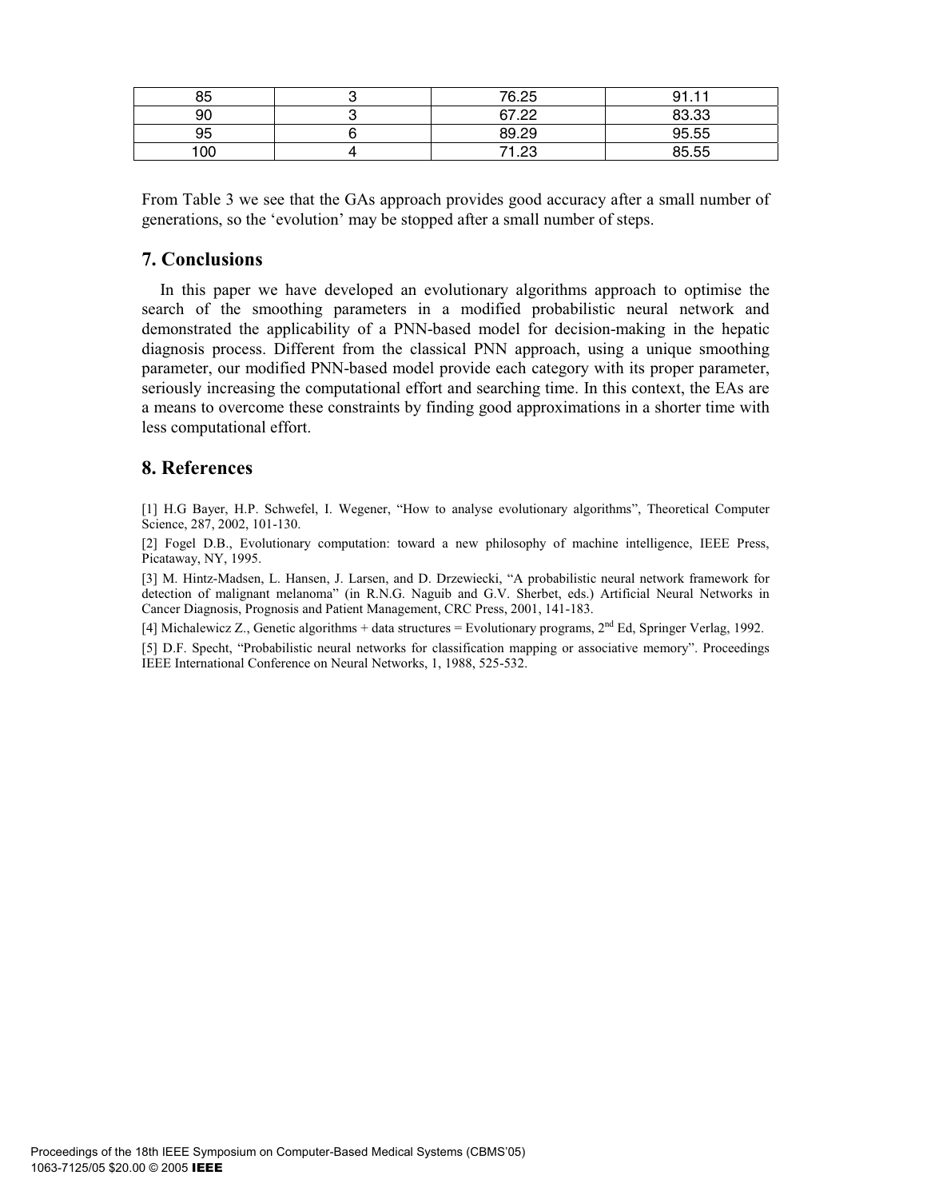| | | | |
|---|---|---|---|
| 85 | 3 | 76.25 | 91.11 |
| 90 | 3 | 67.22 | 83.33 |
| 95 | 6 | 89.29 | 95.55 |
| 100 | 4 | 71.23 | 85.55 |

From Table 3 we see that the GAs approach provides good accuracy after a small number of generations, so the 'evolution' may be stopped after a small number of steps.

## 7. Conclusions

In this paper we have developed an evolutionary algorithms approach to optimise the search of the smoothing parameters in a modified probabilistic neural network and demonstrated the applicability of a PNN-based model for decision-making in the hepatic diagnosis process. Different from the classical PNN approach, using a unique smoothing parameter, our modified PNN-based model provide each category with its proper parameter, seriously increasing the computational effort and searching time. In this context, the EAs are a means to overcome these constraints by finding good approximations in a shorter time with less computational effort.

## 8. References

[1] H.G Bayer, H.P. Schwefel, I. Wegener, "How to analyse evolutionary algorithms", Theoretical Computer Science, 287, 2002, 101-130.

[2] Fogel D.B., Evolutionary computation: toward a new philosophy of machine intelligence, IEEE Press, Picataway, NY, 1995.

[3] M. Hintz-Madsen, L. Hansen, J. Larsen, and D. Drzewiecki, "A probabilistic neural network framework for detection of malignant melanoma" (in R.N.G. Naguib and G.V. Sherbet, eds.) Artificial Neural Networks in Cancer Diagnosis, Prognosis and Patient Management, CRC Press, 2001, 141-183.

[4] Michalewicz Z., Genetic algorithms + data structures = Evolutionary programs, 2nd Ed, Springer Verlag, 1992.

[5] D.F. Specht, "Probabilistic neural networks for classification mapping or associative memory". Proceedings IEEE International Conference on Neural Networks, 1, 1988, 525-532.